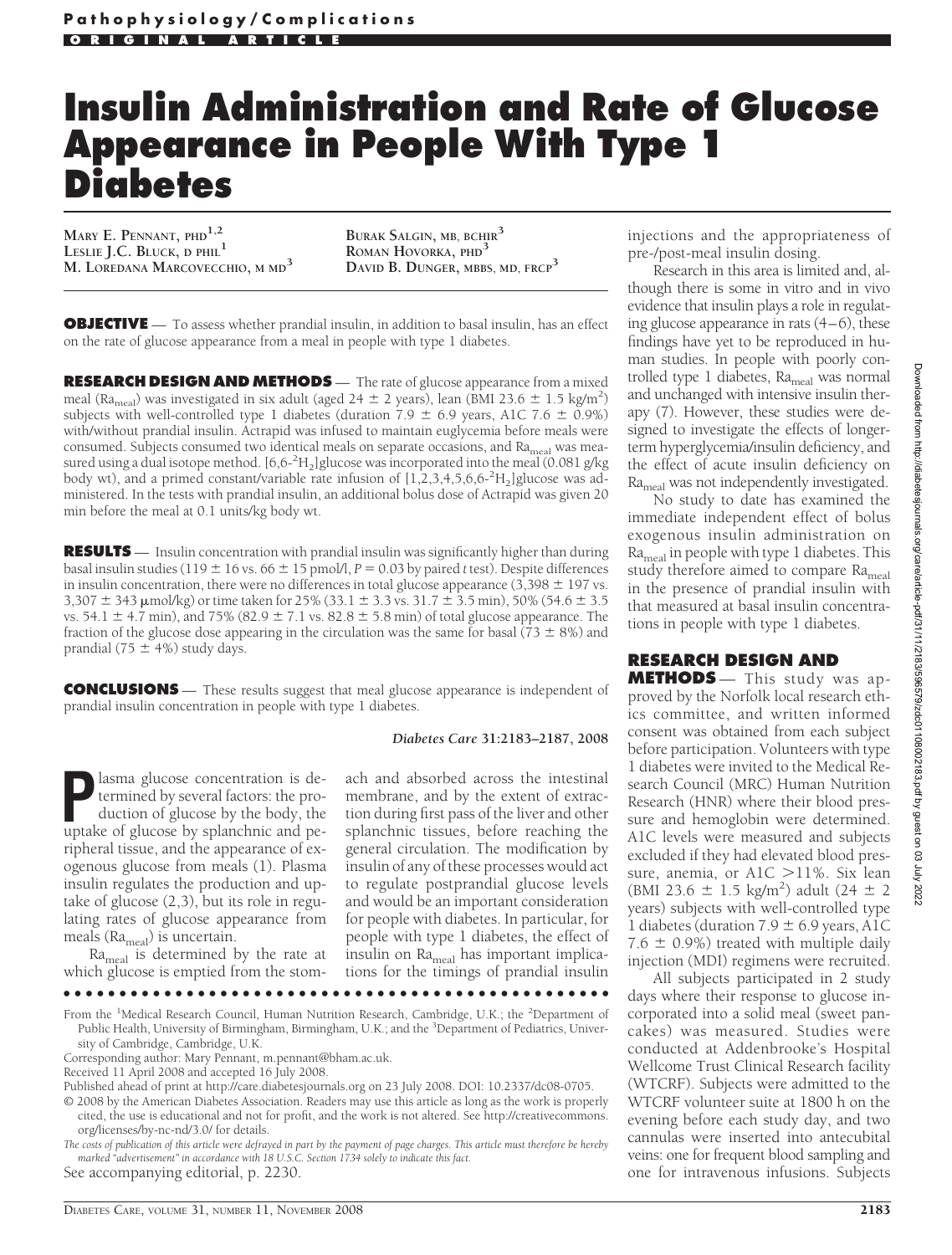# Insulin Administration and Rate of Glucose Appearance in People With Type 1 Diabetes

MARY E. PENNANT, PHD[1,2]
LESLIE J.C. BLUCK, D PHIL[1]
M. LOREDANA MARCOVECCHIO, M MD[3]
BURAK SALGIN, MB, BCHIR[3]
ROMAN HOVORKA, PHD[3]
DAVID B. DUNGER, MBBS, MD, FRCP[3]

**OBJECTIVE** — To assess whether prandial insulin, in addition to basal insulin, has an effect on the rate of glucose appearance from a meal in people with type 1 diabetes.

**RESEARCH DESIGN AND METHODS** — The rate of glucose appearance from a mixed meal ($Ra_{meal}$) was investigated in six adult (aged 24 ± 2 years), lean (BMI 23.6 ± 1.5 kg/$m^2$) subjects with well-controlled type 1 diabetes (duration 7.9 ± 6.9 years, A1C 7.6 ± 0.9%) with/without prandial insulin. Actrapid was infused to maintain euglycemia before meals were consumed. Subjects consumed two identical meals on separate occasions, and $Ra_{meal}$ was measured using a dual isotope method. [6,6-$^2H_2$]glucose was incorporated into the meal (0.081 g/kg body wt), and a primed constant/variable rate infusion of [1,2,3,4,5,6,6-$^2H_2$]glucose was administered. In the tests with prandial insulin, an additional bolus dose of Actrapid was given 20 min before the meal at 0.1 units/kg body wt.

**RESULTS** — Insulin concentration with prandial insulin was significantly higher than during basal insulin studies (119 ± 16 vs. 66 ± 15 pmol/l, $P = 0.03$ by paired $t$ test). Despite differences in insulin concentration, there were no differences in total glucose appearance (3,398 ± 197 vs. 3,307 ± 343 μmol/kg) or time taken for 25% (33.1 ± 3.3 vs. 31.7 ± 3.5 min), 50% (54.6 ± 3.5 vs. 54.1 ± 4.7 min), and 75% (82.9 ± 7.1 vs. 82.8 ± 5.8 min) of total glucose appearance. The fraction of the glucose dose appearing in the circulation was the same for basal (73 ± 8%) and prandial (75 ± 4%) study days.

**CONCLUSIONS** — These results suggest that meal glucose appearance is independent of prandial insulin concentration in people with type 1 diabetes.

*Diabetes Care* **31**:2183–2187, 2008

Plasma glucose concentration is determined by several factors: the production of glucose by the body, the uptake of glucose by splanchnic and peripheral tissue, and the appearance of exogenous glucose from meals (1). Plasma insulin regulates the production and uptake of glucose (2,3), but its role in regulating rates of glucose appearance from meals ($Ra_{meal}$) is uncertain.

$Ra_{meal}$ is determined by the rate at which glucose is emptied from the stomach and absorbed across the intestinal membrane, and by the extent of extraction during first pass of the liver and other splanchnic tissues, before reaching the general circulation. The modification by insulin of any of these processes would act to regulate postprandial glucose levels and would be an important consideration for people with diabetes. In particular, for people with type 1 diabetes, the effect of insulin on $Ra_{meal}$ has important implications for the timings of prandial insulin injections and the appropriateness of pre-/post-meal insulin dosing.

Research in this area is limited and, although there is some in vitro and in vivo evidence that insulin plays a role in regulating glucose appearance in rats (4–6), these findings have yet to be reproduced in human studies. In people with poorly controlled type 1 diabetes, $Ra_{meal}$ was normal and unchanged with intensive insulin therapy (7). However, these studies were designed to investigate the effects of longer-term hyperglycemia/insulin deficiency, and the effect of acute insulin deficiency on $Ra_{meal}$ was not independently investigated.

No study to date has examined the immediate independent effect of bolus exogenous insulin administration on $Ra_{meal}$ in people with type 1 diabetes. This study therefore aimed to compare $Ra_{meal}$ in the presence of prandial insulin with that measured at basal insulin concentrations in people with type 1 diabetes.

## RESEARCH DESIGN AND METHODS

This study was approved by the Norfolk local research ethics committee, and written informed consent was obtained from each subject before participation. Volunteers with type 1 diabetes were invited to the Medical Research Council (MRC) Human Nutrition Research (HNR) where their blood pressure and hemoglobin were determined. A1C levels were measured and subjects excluded if they had elevated blood pressure, anemia, or A1C >11%. Six lean (BMI 23.6 ± 1.5 kg/$m^2$) adult (24 ± 2 years) subjects with well-controlled type 1 diabetes (duration 7.9 ± 6.9 years, A1C 7.6 ± 0.9%) treated with multiple daily injection (MDI) regimens were recruited.

All subjects participated in 2 study days where their response to glucose incorporated into a solid meal (sweet pancakes) was measured. Studies were conducted at Addenbrooke's Hospital Wellcome Trust Clinical Research facility (WTCRF). Subjects were admitted to the WTCRF volunteer suite at 1800 h on the evening before each study day, and two cannulas were inserted into antecubital veins: one for frequent blood sampling and one for intravenous infusions. Subjects

From the [1]Medical Research Council, Human Nutrition Research, Cambridge, U.K.; the [2]Department of Public Health, University of Birmingham, Birmingham, U.K.; and the [3]Department of Pediatrics, University of Cambridge, Cambridge, U.K.

Corresponding author: Mary Pennant, m.pennant@bham.ac.uk.

Received 11 April 2008 and accepted 16 July 2008.

Published ahead of print at http://care.diabetesjournals.org on 23 July 2008. DOI: 10.2337/dc08-0705.

© 2008 by the American Diabetes Association. Readers may use this article as long as the work is properly cited, the use is educational and not for profit, and the work is not altered. See http://creativecommons.org/licenses/by-nc-nd/3.0/ for details.

*The costs of publication of this article were defrayed in part by the payment of page charges. This article must therefore be hereby marked "advertisement" in accordance with 18 U.S.C. Section 1734 solely to indicate this fact.*

See accompanying editorial, p. 2230.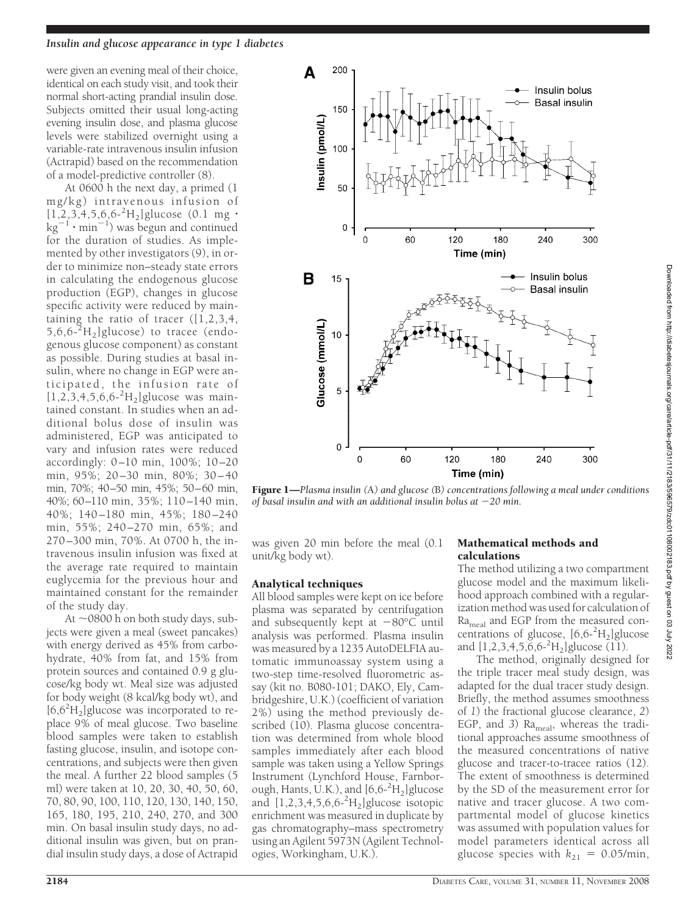were given an evening meal of their choice, identical on each study visit, and took their normal short-acting prandial insulin dose. Subjects omitted their usual long-acting evening insulin dose, and plasma glucose levels were stabilized overnight using a variable-rate intravenous insulin infusion (Actrapid) based on the recommendation of a model-predictive controller (8).

At 0600 h the next day, a primed (1 mg/kg) intravenous infusion of $[1,2,3,4,5,6,6\text{-}^2H_2]$glucose (0.1 mg · $kg^{-1}$ · $min^{-1}$) was begun and continued for the duration of studies. As implemented by other investigators (9), in order to minimize non–steady state errors in calculating the endogenous glucose production (EGP), changes in glucose specific activity were reduced by maintaining the ratio of tracer ($[1,2,3,4,5,6,6\text{-}^2H_2]$glucose) to tracee (endogenous glucose component) as constant as possible. During studies at basal insulin, where no change in EGP were anticipated, the infusion rate of $[1,2,3,4,5,6,6\text{-}^2H_2]$glucose was maintained constant. In studies when an additional bolus dose of insulin was administered, EGP was anticipated to vary and infusion rates were reduced accordingly: 0–10 min, 100%; 10–20 min, 95%; 20–30 min, 80%; 30–40 min, 70%; 40–50 min, 45%; 50–60 min, 40%; 60–110 min, 35%; 110–140 min, 40%; 140–180 min, 45%; 180–240 min, 55%; 240–270 min, 65%; and 270–300 min, 70%. At 0700 h, the intravenous insulin infusion was fixed at the average rate required to maintain euglycemia for the previous hour and maintained constant for the remainder of the study day.

At ~0800 h on both study days, subjects were given a meal (sweet pancakes) with energy derived as 45% from carbohydrate, 40% from fat, and 15% from protein sources and contained 0.9 g glucose/kg body wt. Meal size was adjusted for body weight (8 kcal/kg body wt), and $[6,6^2H_2]$glucose was incorporated to replace 9% of meal glucose. Two baseline blood samples were taken to establish fasting glucose, insulin, and isotope concentrations, and subjects were then given the meal. A further 22 blood samples (5 ml) were taken at 10, 20, 30, 40, 50, 60, 70, 80, 90, 100, 110, 120, 130, 140, 150, 165, 180, 195, 210, 240, 270, and 300 min. On basal insulin study days, no additional insulin was given, but on prandial insulin study days, a dose of Actrapid was given 20 min before the meal (0.1 unit/kg body wt).

**Figure 1**—*Plasma insulin (*A*) and glucose (*B*) concentrations following a meal under conditions of basal insulin and with an additional insulin bolus at −20 min.*

### Analytical techniques

All blood samples were kept on ice before plasma was separated by centrifugation and subsequently kept at −80°C until analysis was performed. Plasma insulin was measured by a 1235 AutoDELFIA automatic immunoassay system using a two-step time-resolved fluorometric assay (kit no. B080-101; DAKO, Ely, Cambridgeshire, U.K.) (coefficient of variation 2%) using the method previously described (10). Plasma glucose concentration was determined from whole blood samples immediately after each blood sample was taken using a Yellow Springs Instrument (Lynchford House, Farnborough, Hants, U.K.), and $[6,6\text{-}^2H_2]$glucose and $[1,2,3,4,5,6,6\text{-}^2H_2]$glucose isotopic enrichment was measured in duplicate by gas chromatography–mass spectrometry using an Agilent 5973N (Agilent Technologies, Workingham, U.K.).

### Mathematical methods and calculations

The method utilizing a two compartment glucose model and the maximum likelihood approach combined with a regularization method was used for calculation of $Ra_{meal}$ and EGP from the measured concentrations of glucose, $[6,6\text{-}^2H_2]$glucose and $[1,2,3,4,5,6,6\text{-}^2H_2]$glucose (11).

The method, originally designed for the triple tracer meal study design, was adapted for the dual tracer study design. Briefly, the method assumes smoothness of *1*) the fractional glucose clearance, *2*) EGP, and *3*) $Ra_{meal}$, whereas the traditional approaches assume smoothness of the measured concentrations of native glucose and tracer-to-tracee ratios (12). The extent of smoothness is determined by the SD of the measurement error for native and tracer glucose. A two compartmental model of glucose kinetics was assumed with population values for model parameters identical across all glucose species with $k_{21}$ = 0.05/min,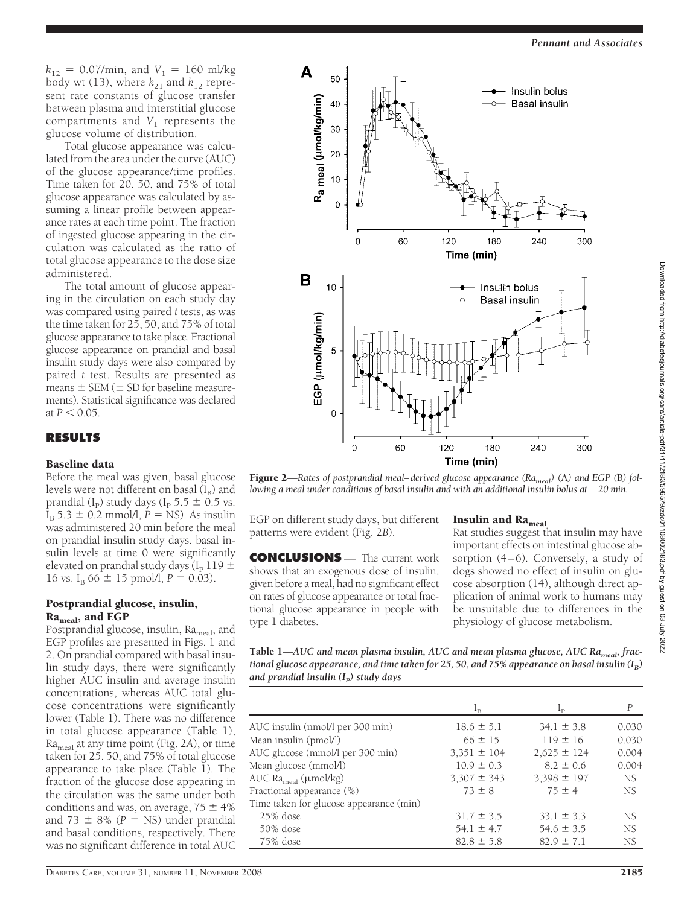$k_{12}$ = 0.07/min, and $V_1$ = 160 ml/kg body wt (13), where $k_{21}$ and $k_{12}$ represent rate constants of glucose transfer between plasma and interstitial glucose compartments and $V_1$ represents the glucose volume of distribution.

Total glucose appearance was calculated from the area under the curve (AUC) of the glucose appearance/time profiles. Time taken for 20, 50, and 75% of total glucose appearance was calculated by assuming a linear profile between appearance rates at each time point. The fraction of ingested glucose appearing in the circulation was calculated as the ratio of total glucose appearance to the dose size administered.

The total amount of glucose appearing in the circulation on each study day was compared using paired *t* tests, as was the time taken for 25, 50, and 75% of total glucose appearance to take place. Fractional glucose appearance on prandial and basal insulin study days were also compared by paired *t* test. Results are presented as means ± SEM (± SD for baseline measurements). Statistical significance was declared at $P < 0.05$.

## RESULTS

### Baseline data

Before the meal was given, basal glucose levels were not different on basal ($I_B$) and prandial ($I_P$) study days ($I_P$ 5.5 ± 0.5 vs. $I_B$ 5.3 ± 0.2 mmol/l, $P$ = NS). As insulin was administered 20 min before the meal on prandial insulin study days, basal insulin levels at time 0 were significantly elevated on prandial study days ($I_P$ 119 ± 16 vs. $I_B$ 66 ± 15 pmol/l, $P = 0.03$).

### Postprandial glucose, insulin, $Ra_{meal}$, and EGP

Postprandial glucose, insulin, $Ra_{meal}$, and EGP profiles are presented in Figs. 1 and 2. On prandial compared with basal insulin study days, there were significantly higher AUC insulin and average insulin concentrations, whereas AUC total glucose concentrations were significantly lower (Table 1). There was no difference in total glucose appearance (Table 1), $Ra_{meal}$ at any time point (Fig. 2*A*), or time taken for 25, 50, and 75% of total glucose appearance to take place (Table 1). The fraction of the glucose dose appearing in the circulation was the same under both conditions and was, on average, 75 ± 4% and 73 ± 8% ($P$ = NS) under prandial and basal conditions, respectively. There was no significant difference in total AUC EGP on different study days, but different patterns were evident (Fig. 2*B*).

**Figure 2**—*Rates of postprandial meal–derived glucose appearance ($Ra_{meal}$) (A) and EGP (B) following a meal under conditions of basal insulin and with an additional insulin bolus at −20 min.*

## CONCLUSIONS

The current work shows that an exogenous dose of insulin, given before a meal, had no significant effect on rates of glucose appearance or total fractional glucose appearance in people with type 1 diabetes.

### Insulin and $Ra_{meal}$

Rat studies suggest that insulin may have important effects on intestinal glucose absorption (4–6). Conversely, a study of dogs showed no effect of insulin on glucose absorption (14), although direct application of animal work to humans may be unsuitable due to differences in the physiology of glucose metabolism.

**Table 1**—*AUC and mean plasma insulin, AUC and mean plasma glucose, AUC $Ra_{meal}$, fractional glucose appearance, and time taken for 25, 50, and 75% appearance on basal insulin ($I_B$) and prandial insulin ($I_P$) study days*

| | $I_B$ | $I_P$ | $P$ |
|---|---|---|---|
| AUC insulin (nmol/l per 300 min) | 18.6 ± 5.1 | 34.1 ± 3.8 | 0.030 |
| Mean insulin (pmol/l) | 66 ± 15 | 119 ± 16 | 0.030 |
| AUC glucose (mmol/l per 300 min) | 3,351 ± 104 | 2,625 ± 124 | 0.004 |
| Mean glucose (mmol/l) | 10.9 ± 0.3 | 8.2 ± 0.6 | 0.004 |
| AUC $Ra_{meal}$ (μmol/kg) | 3,307 ± 343 | 3,398 ± 197 | NS |
| Fractional appearance (%) | 73 ± 8 | 75 ± 4 | NS |
| Time taken for glucose appearance (min) | | | |
| 25% dose | 31.7 ± 3.5 | 33.1 ± 3.3 | NS |
| 50% dose | 54.1 ± 4.7 | 54.6 ± 3.5 | NS |
| 75% dose | 82.8 ± 5.8 | 82.9 ± 7.1 | NS |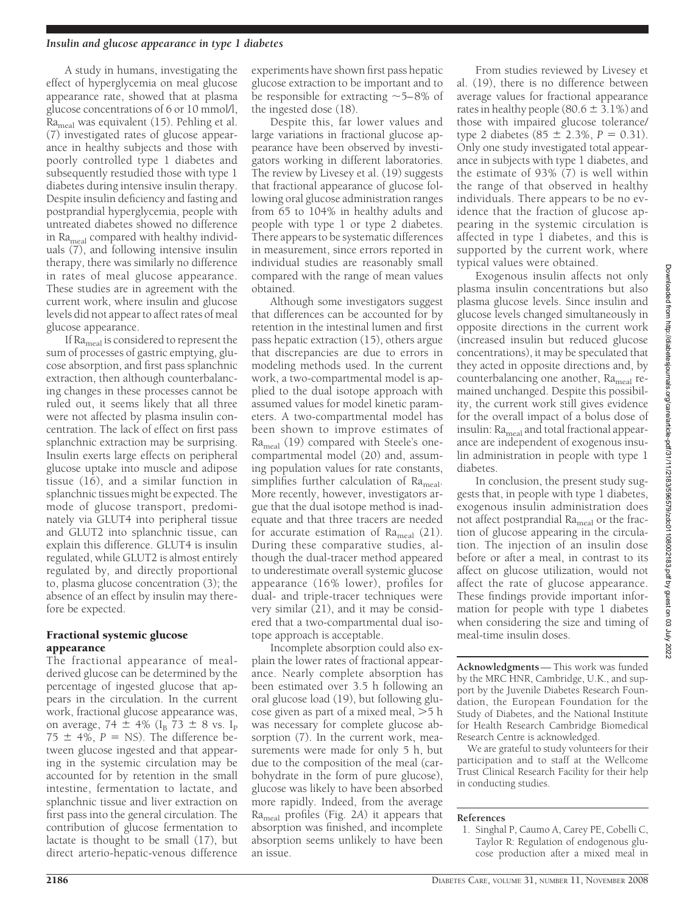A study in humans, investigating the effect of hyperglycemia on meal glucose appearance rate, showed that at plasma glucose concentrations of 6 or 10 mmol/l, $Ra_{meal}$ was equivalent (15). Pehling et al. (7) investigated rates of glucose appearance in healthy subjects and those with poorly controlled type 1 diabetes and subsequently restudied those with type 1 diabetes during intensive insulin therapy. Despite insulin deficiency and fasting and postprandial hyperglycemia, people with untreated diabetes showed no difference in $Ra_{meal}$ compared with healthy individuals (7), and following intensive insulin therapy, there was similarly no difference in rates of meal glucose appearance. These studies are in agreement with the current work, where insulin and glucose levels did not appear to affect rates of meal glucose appearance.

If $Ra_{meal}$ is considered to represent the sum of processes of gastric emptying, glucose absorption, and first pass splanchnic extraction, then although counterbalancing changes in these processes cannot be ruled out, it seems likely that all three were not affected by plasma insulin concentration. The lack of effect on first pass splanchnic extraction may be surprising. Insulin exerts large effects on peripheral glucose uptake into muscle and adipose tissue (16), and a similar function in splanchnic tissues might be expected. The mode of glucose transport, predominately via GLUT4 into peripheral tissue and GLUT2 into splanchnic tissue, can explain this difference. GLUT4 is insulin regulated, while GLUT2 is almost entirely regulated by, and directly proportional to, plasma glucose concentration (3); the absence of an effect by insulin may therefore be expected.

### Fractional systemic glucose appearance

The fractional appearance of meal-derived glucose can be determined by the percentage of ingested glucose that appears in the circulation. In the current work, fractional glucose appearance was, on average, 74 ± 4% ($I_B$ 73 ± 8 vs. $I_P$ 75 ± 4%, $P$ = NS). The difference between glucose ingested and that appearing in the systemic circulation may be accounted for by retention in the small intestine, fermentation to lactate, and splanchnic tissue and liver extraction on first pass into the general circulation. The contribution of glucose fermentation to lactate is thought to be small (17), but direct arterio-hepatic-venous difference experiments have shown first pass hepatic glucose extraction to be important and to be responsible for extracting ~5–8% of the ingested dose (18).

Despite this, far lower values and large variations in fractional glucose appearance have been observed by investigators working in different laboratories. The review by Livesey et al. (19) suggests that fractional appearance of glucose following oral glucose administration ranges from 65 to 104% in healthy adults and people with type 1 or type 2 diabetes. There appears to be systematic differences in measurement, since errors reported in individual studies are reasonably small compared with the range of mean values obtained.

Although some investigators suggest that differences can be accounted for by retention in the intestinal lumen and first pass hepatic extraction (15), others argue that discrepancies are due to errors in modeling methods used. In the current work, a two-compartmental model is applied to the dual isotope approach with assumed values for model kinetic parameters. A two-compartmental model has been shown to improve estimates of $Ra_{meal}$ (19) compared with Steele's one-compartmental model (20) and, assuming population values for rate constants, simplifies further calculation of $Ra_{meal}$. More recently, however, investigators argue that the dual isotope method is inadequate and that three tracers are needed for accurate estimation of $Ra_{meal}$ (21). During these comparative studies, although the dual-tracer method appeared to underestimate overall systemic glucose appearance (16% lower), profiles for dual- and triple-tracer techniques were very similar (21), and it may be considered that a two-compartmental dual isotope approach is acceptable.

Incomplete absorption could also explain the lower rates of fractional appearance. Nearly complete absorption has been estimated over 3.5 h following an oral glucose load (19), but following glucose given as part of a mixed meal, >5 h was necessary for complete glucose absorption (7). In the current work, measurements were made for only 5 h, but due to the composition of the meal (carbohydrate in the form of pure glucose), glucose was likely to have been absorbed more rapidly. Indeed, from the average $Ra_{meal}$ profiles (Fig. 2*A*) it appears that absorption was finished, and incomplete absorption seems unlikely to have been an issue.

From studies reviewed by Livesey et al. (19), there is no difference between average values for fractional appearance rates in healthy people (80.6 ± 3.1%) and those with impaired glucose tolerance/type 2 diabetes (85 ± 2.3%, $P$ = 0.31). Only one study investigated total appearance in subjects with type 1 diabetes, and the estimate of 93% (7) is well within the range of that observed in healthy individuals. There appears to be no evidence that the fraction of glucose appearing in the systemic circulation is affected in type 1 diabetes, and this is supported by the current work, where typical values were obtained.

Exogenous insulin affects not only plasma insulin concentrations but also plasma glucose levels. Since insulin and glucose levels changed simultaneously in opposite directions in the current work (increased insulin but reduced glucose concentrations), it may be speculated that they acted in opposite directions and, by counterbalancing one another, $Ra_{meal}$ remained unchanged. Despite this possibility, the current work still gives evidence for the overall impact of a bolus dose of insulin: $Ra_{meal}$ and total fractional appearance are independent of exogenous insulin administration in people with type 1 diabetes.

In conclusion, the present study suggests that, in people with type 1 diabetes, exogenous insulin administration does not affect postprandial $Ra_{meal}$ or the fraction of glucose appearing in the circulation. The injection of an insulin dose before or after a meal, in contrast to its affect on glucose utilization, would not affect the rate of glucose appearance. These findings provide important information for people with type 1 diabetes when considering the size and timing of meal-time insulin doses.

**Acknowledgments**— This work was funded by the MRC HNR, Cambridge, U.K., and support by the Juvenile Diabetes Research Foundation, the European Foundation for the Study of Diabetes, and the National Institute for Health Research Cambridge Biomedical Research Centre is acknowledged.

We are grateful to study volunteers for their participation and to staff at the Wellcome Trust Clinical Research Facility for their help in conducting studies.

## References

1. Singhal P, Caumo A, Carey PE, Cobelli C, Taylor R: Regulation of endogenous glucose production after a mixed meal in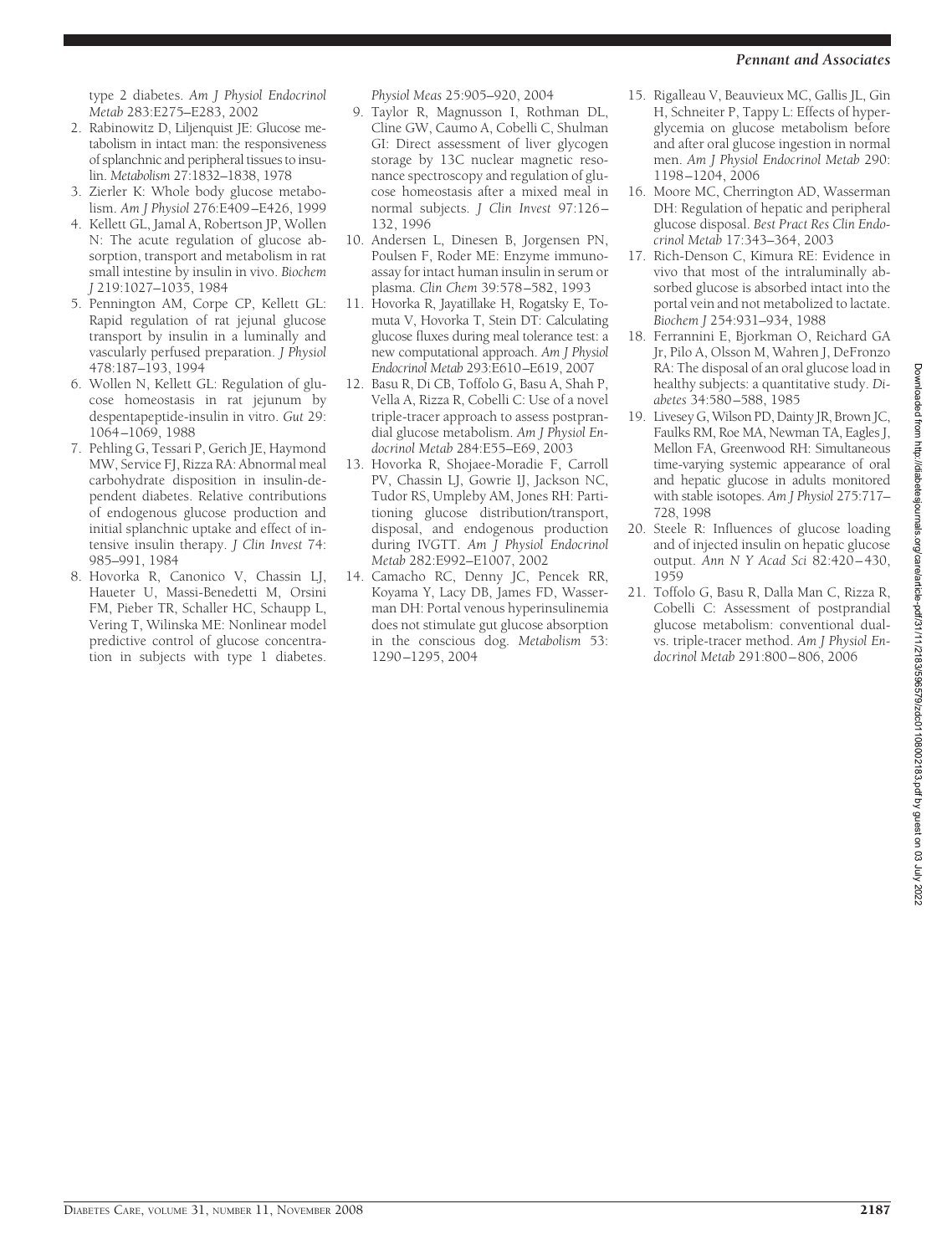type 2 diabetes. *Am J Physiol Endocrinol Metab* 283:E275–E283, 2002

2. Rabinowitz D, Liljenquist JE: Glucose metabolism in intact man: the responsiveness of splanchnic and peripheral tissues to insulin. *Metabolism* 27:1832–1838, 1978
3. Zierler K: Whole body glucose metabolism. *Am J Physiol* 276:E409–E426, 1999
4. Kellett GL, Jamal A, Robertson JP, Wollen N: The acute regulation of glucose absorption, transport and metabolism in rat small intestine by insulin in vivo. *Biochem J* 219:1027–1035, 1984
5. Pennington AM, Corpe CP, Kellett GL: Rapid regulation of rat jejunal glucose transport by insulin in a luminally and vascularly perfused preparation. *J Physiol* 478:187–193, 1994
6. Wollen N, Kellett GL: Regulation of glucose homeostasis in rat jejunum by despentapeptide-insulin in vitro. *Gut* 29: 1064–1069, 1988
7. Pehling G, Tessari P, Gerich JE, Haymond MW, Service FJ, Rizza RA: Abnormal meal carbohydrate disposition in insulin-dependent diabetes. Relative contributions of endogenous glucose production and initial splanchnic uptake and effect of intensive insulin therapy. *J Clin Invest* 74: 985–991, 1984
8. Hovorka R, Canonico V, Chassin LJ, Haueter U, Massi-Benedetti M, Orsini FM, Pieber TR, Schaller HC, Schaupp L, Vering T, Wilinska ME: Nonlinear model predictive control of glucose concentration in subjects with type 1 diabetes. *Physiol Meas* 25:905–920, 2004
9. Taylor R, Magnusson I, Rothman DL, Cline GW, Caumo A, Cobelli C, Shulman GI: Direct assessment of liver glycogen storage by 13C nuclear magnetic resonance spectroscopy and regulation of glucose homeostasis after a mixed meal in normal subjects. *J Clin Invest* 97:126–132, 1996
10. Andersen L, Dinesen B, Jorgensen PN, Poulsen F, Roder ME: Enzyme immunoassay for intact human insulin in serum or plasma. *Clin Chem* 39:578–582, 1993
11. Hovorka R, Jayatillake H, Rogatsky E, Tomuta V, Hovorka T, Stein DT: Calculating glucose fluxes during meal tolerance test: a new computational approach. *Am J Physiol Endocrinol Metab* 293:E610–E619, 2007
12. Basu R, Di CB, Toffolo G, Basu A, Shah P, Vella A, Rizza R, Cobelli C: Use of a novel triple-tracer approach to assess postprandial glucose metabolism. *Am J Physiol Endocrinol Metab* 284:E55–E69, 2003
13. Hovorka R, Shojaee-Moradie F, Carroll PV, Chassin LJ, Gowrie IJ, Jackson NC, Tudor RS, Umpleby AM, Jones RH: Partitioning glucose distribution/transport, disposal, and endogenous production during IVGTT. *Am J Physiol Endocrinol Metab* 282:E992–E1007, 2002
14. Camacho RC, Denny JC, Pencek RR, Koyama Y, Lacy DB, James FD, Wasserman DH: Portal venous hyperinsulinemia does not stimulate gut glucose absorption in the conscious dog. *Metabolism* 53: 1290–1295, 2004
15. Rigalleau V, Beauvieux MC, Gallis JL, Gin H, Schneiter P, Tappy L: Effects of hyperglycemia on glucose metabolism before and after oral glucose ingestion in normal men. *Am J Physiol Endocrinol Metab* 290: 1198–1204, 2006
16. Moore MC, Cherrington AD, Wasserman DH: Regulation of hepatic and peripheral glucose disposal. *Best Pract Res Clin Endocrinol Metab* 17:343–364, 2003
17. Rich-Denson C, Kimura RE: Evidence in vivo that most of the intraluminally absorbed glucose is absorbed intact into the portal vein and not metabolized to lactate. *Biochem J* 254:931–934, 1988
18. Ferrannini E, Bjorkman O, Reichard GA Jr, Pilo A, Olsson M, Wahren J, DeFronzo RA: The disposal of an oral glucose load in healthy subjects: a quantitative study. *Diabetes* 34:580–588, 1985
19. Livesey G, Wilson PD, Dainty JR, Brown JC, Faulks RM, Roe MA, Newman TA, Eagles J, Mellon FA, Greenwood RH: Simultaneous time-varying systemic appearance of oral and hepatic glucose in adults monitored with stable isotopes. *Am J Physiol* 275:717–728, 1998
20. Steele R: Influences of glucose loading and of injected insulin on hepatic glucose output. *Ann N Y Acad Sci* 82:420–430, 1959
21. Toffolo G, Basu R, Dalla Man C, Rizza R, Cobelli C: Assessment of postprandial glucose metabolism: conventional dual- vs. triple-tracer method. *Am J Physiol Endocrinol Metab* 291:800–806, 2006